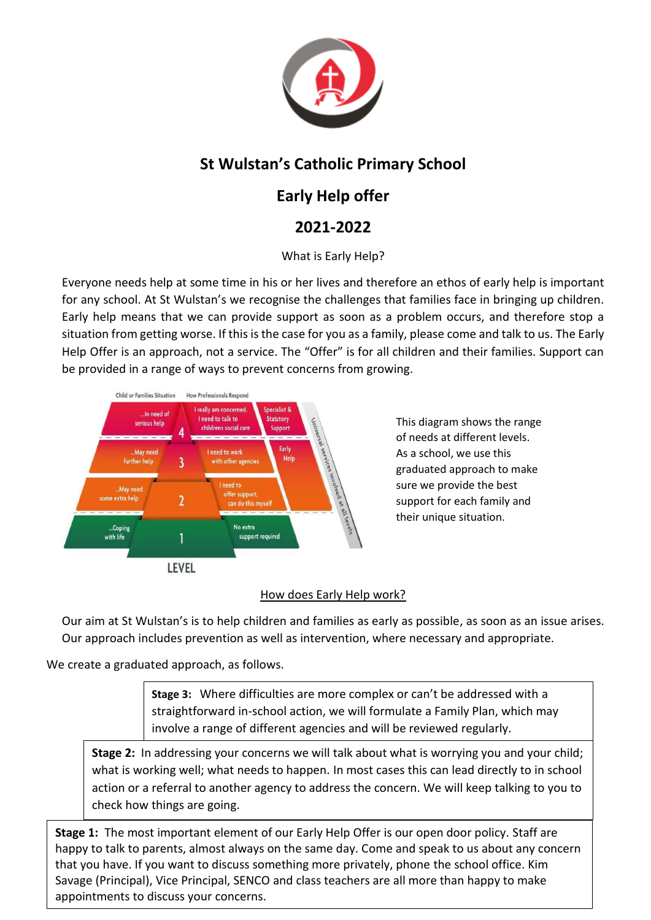# St Wulstan's Catholic Primary School

## Early Help offer

## 2021-2022

What is Early Help?

Everyone needs help at some time in his or her lives and therefore an ethos of early help is important for any school. At St Wulstan's we recognise the challenges that families face in bringing up children. Early help means that we can provide support as soon as a problem occurs, and therefore stop a situation from getting worse. If this is the case for you as a family, please come and talk to us. The Early Help Offer is an approach, not a service. The "Offer" is for all children and their families. Support can be provided in a range of ways to prevent concerns from growing.

| Child or Families Situation | Level | How Professionals Respond | |
|---|---|---|---|
| ...In need of serious help | 4 | I really am concerned. I need to talk to childrens social care | Specialist & Statutory Support |
| ...May need further help | 3 | I need to work with other agencies | Early Help |
| ...May need some extra help | 2 | I need to offer support, can do this myself | |
| ...Coping with life | 1 | No extra support required | |

Universal services involved at all levels

This diagram shows the range of needs at different levels. As a school, we use this graduated approach to make sure we provide the best support for each family and their unique situation.

<u>How does Early Help work?</u>

Our aim at St Wulstan's is to help children and families as early as possible, as soon as an issue arises. Our approach includes prevention as well as intervention, where necessary and appropriate.

We create a graduated approach, as follows.

**Stage 3:** Where difficulties are more complex or can't be addressed with a straightforward in-school action, we will formulate a Family Plan, which may involve a range of different agencies and will be reviewed regularly.

**Stage 2:** In addressing your concerns we will talk about what is worrying you and your child; what is working well; what needs to happen. In most cases this can lead directly to in school action or a referral to another agency to address the concern. We will keep talking to you to check how things are going.

**Stage 1:** The most important element of our Early Help Offer is our open door policy. Staff are happy to talk to parents, almost always on the same day. Come and speak to us about any concern that you have. If you want to discuss something more privately, phone the school office. Kim Savage (Principal), Vice Principal, SENCO and class teachers are all more than happy to make appointments to discuss your concerns.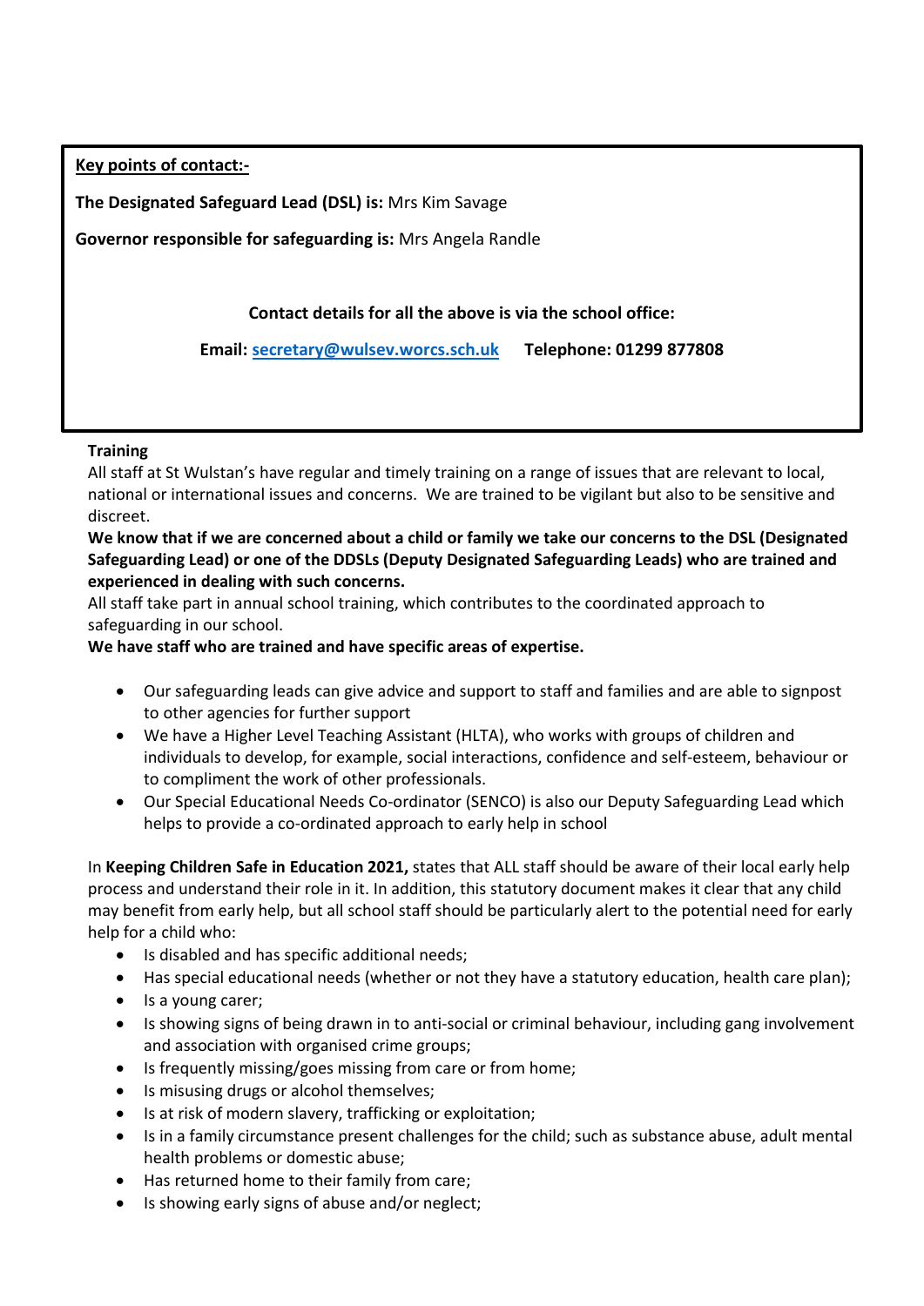**Key points of contact:-**

**The Designated Safeguard Lead (DSL) is:** Mrs Kim Savage

**Governor responsible for safeguarding is:** Mrs Angela Randle

**Contact details for all the above is via the school office:**

**Email: secretary@wulsev.worcs.sch.uk      Telephone: 01299 877808**

**Training**

All staff at St Wulstan's have regular and timely training on a range of issues that are relevant to local, national or international issues and concerns. We are trained to be vigilant but also to be sensitive and discreet.

**We know that if we are concerned about a child or family we take our concerns to the DSL (Designated Safeguarding Lead) or one of the DDSLs (Deputy Designated Safeguarding Leads) who are trained and experienced in dealing with such concerns.**

All staff take part in annual school training, which contributes to the coordinated approach to safeguarding in our school.

**We have staff who are trained and have specific areas of expertise.**

- Our safeguarding leads can give advice and support to staff and families and are able to signpost to other agencies for further support
- We have a Higher Level Teaching Assistant (HLTA), who works with groups of children and individuals to develop, for example, social interactions, confidence and self-esteem, behaviour or to compliment the work of other professionals.
- Our Special Educational Needs Co-ordinator (SENCO) is also our Deputy Safeguarding Lead which helps to provide a co-ordinated approach to early help in school

In **Keeping Children Safe in Education 2021,** states that ALL staff should be aware of their local early help process and understand their role in it. In addition, this statutory document makes it clear that any child may benefit from early help, but all school staff should be particularly alert to the potential need for early help for a child who:

- Is disabled and has specific additional needs;
- Has special educational needs (whether or not they have a statutory education, health care plan);
- Is a young carer;
- Is showing signs of being drawn in to anti-social or criminal behaviour, including gang involvement and association with organised crime groups;
- Is frequently missing/goes missing from care or from home;
- Is misusing drugs or alcohol themselves;
- Is at risk of modern slavery, trafficking or exploitation;
- Is in a family circumstance present challenges for the child; such as substance abuse, adult mental health problems or domestic abuse;
- Has returned home to their family from care;
- Is showing early signs of abuse and/or neglect;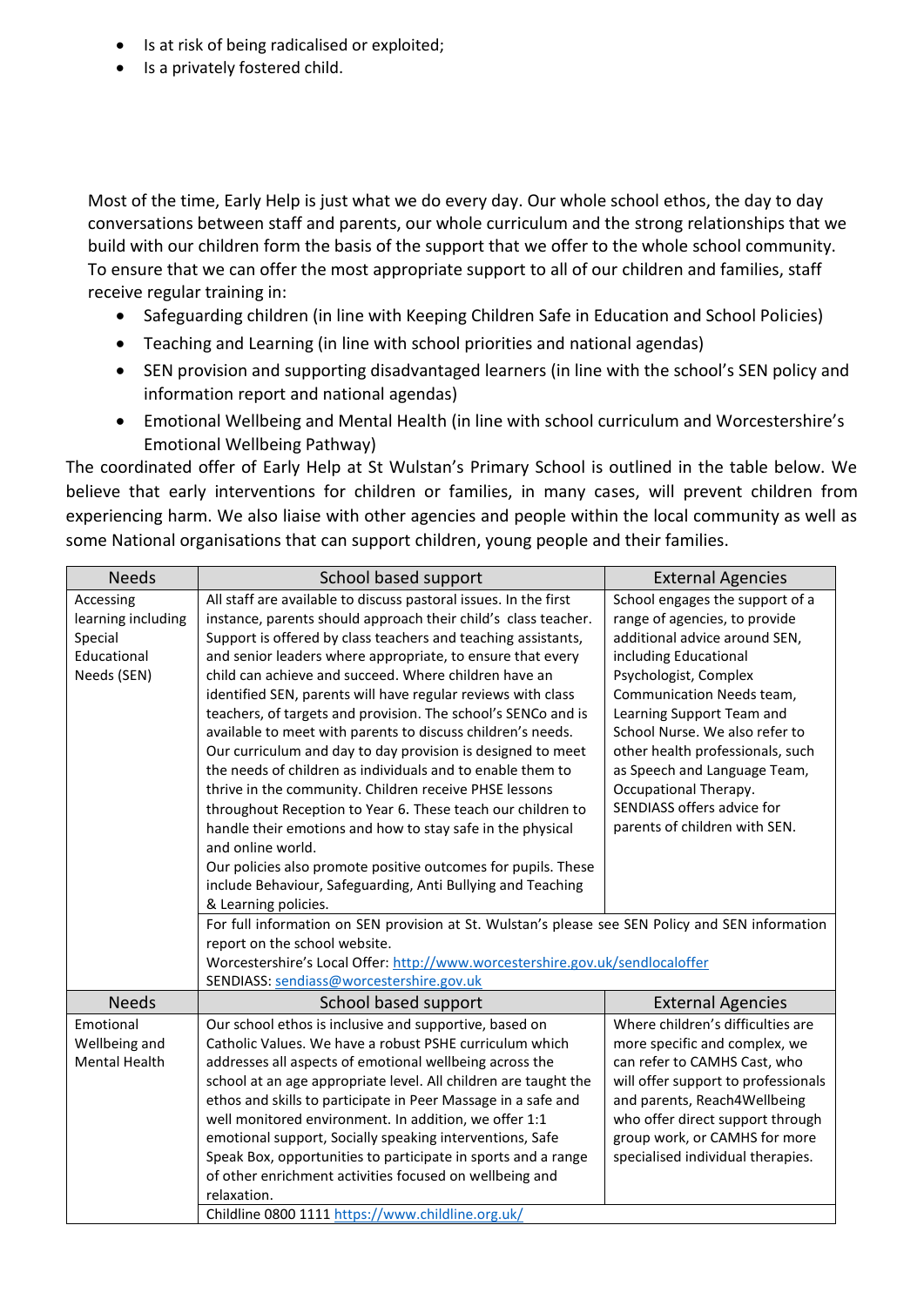- Is at risk of being radicalised or exploited;
- Is a privately fostered child.

Most of the time, Early Help is just what we do every day. Our whole school ethos, the day to day conversations between staff and parents, our whole curriculum and the strong relationships that we build with our children form the basis of the support that we offer to the whole school community. To ensure that we can offer the most appropriate support to all of our children and families, staff receive regular training in:

- Safeguarding children (in line with Keeping Children Safe in Education and School Policies)
- Teaching and Learning (in line with school priorities and national agendas)
- SEN provision and supporting disadvantaged learners (in line with the school's SEN policy and information report and national agendas)
- Emotional Wellbeing and Mental Health (in line with school curriculum and Worcestershire's Emotional Wellbeing Pathway)

The coordinated offer of Early Help at St Wulstan's Primary School is outlined in the table below. We believe that early interventions for children or families, in many cases, will prevent children from experiencing harm. We also liaise with other agencies and people within the local community as well as some National organisations that can support children, young people and their families.

| Needs | School based support | External Agencies |
|---|---|---|
| Accessing learning including Special Educational Needs (SEN) | All staff are available to discuss pastoral issues. In the first instance, parents should approach their child's class teacher. Support is offered by class teachers and teaching assistants, and senior leaders where appropriate, to ensure that every child can achieve and succeed. Where children have an identified SEN, parents will have regular reviews with class teachers, of targets and provision. The school's SENCo and is available to meet with parents to discuss children's needs. Our curriculum and day to day provision is designed to meet the needs of children as individuals and to enable them to thrive in the community. Children receive PHSE lessons throughout Reception to Year 6. These teach our children to handle their emotions and how to stay safe in the physical and online world.<br>Our policies also promote positive outcomes for pupils. These include Behaviour, Safeguarding, Anti Bullying and Teaching & Learning policies. | School engages the support of a range of agencies, to provide additional advice around SEN, including Educational Psychologist, Complex Communication Needs team, Learning Support Team and School Nurse. We also refer to other health professionals, such as Speech and Language Team, Occupational Therapy. SENDIASS offers advice for parents of children with SEN. |
| | For full information on SEN provision at St. Wulstan's please see SEN Policy and SEN information report on the school website.<br>Worcestershire's Local Offer: http://www.worcestershire.gov.uk/sendlocaloffer<br>SENDIASS: sendiass@worcestershire.gov.uk | |
| **Needs** | **School based support** | **External Agencies** |
| Emotional Wellbeing and Mental Health | Our school ethos is inclusive and supportive, based on Catholic Values. We have a robust PSHE curriculum which addresses all aspects of emotional wellbeing across the school at an age appropriate level. All children are taught the ethos and skills to participate in Peer Massage in a safe and well monitored environment. In addition, we offer 1:1 emotional support, Socially speaking interventions, Safe Speak Box, opportunities to participate in sports and a range of other enrichment activities focused on wellbeing and relaxation. | Where children's difficulties are more specific and complex, we can refer to CAMHS Cast, who will offer support to professionals and parents, Reach4Wellbeing who offer direct support through group work, or CAMHS for more specialised individual therapies. |
| | Childline 0800 1111 https://www.childline.org.uk/ | |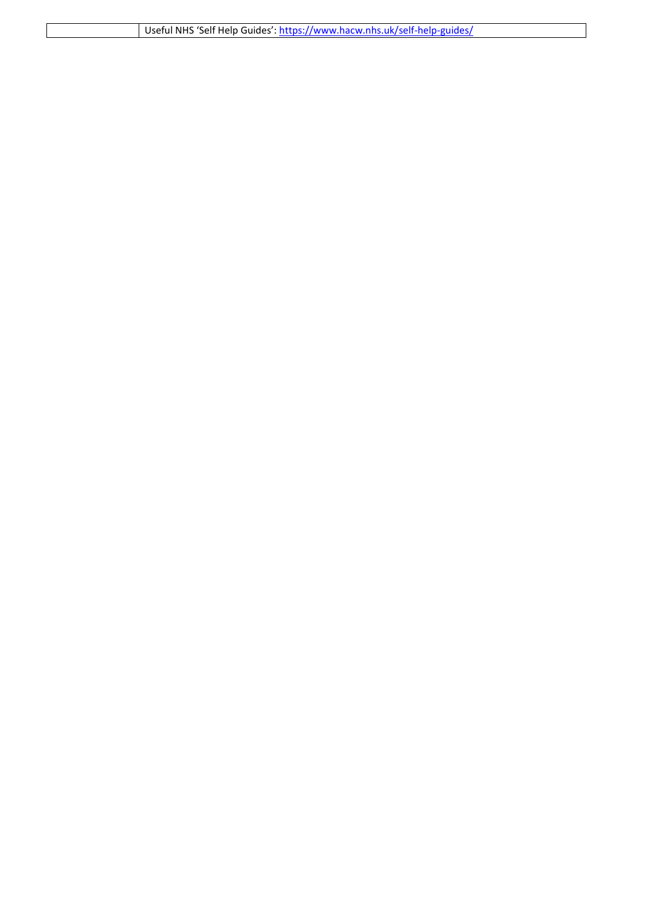| | Useful NHS 'Self Help Guides': https://www.hacw.nhs.uk/self-help-guides/ |
|---|---|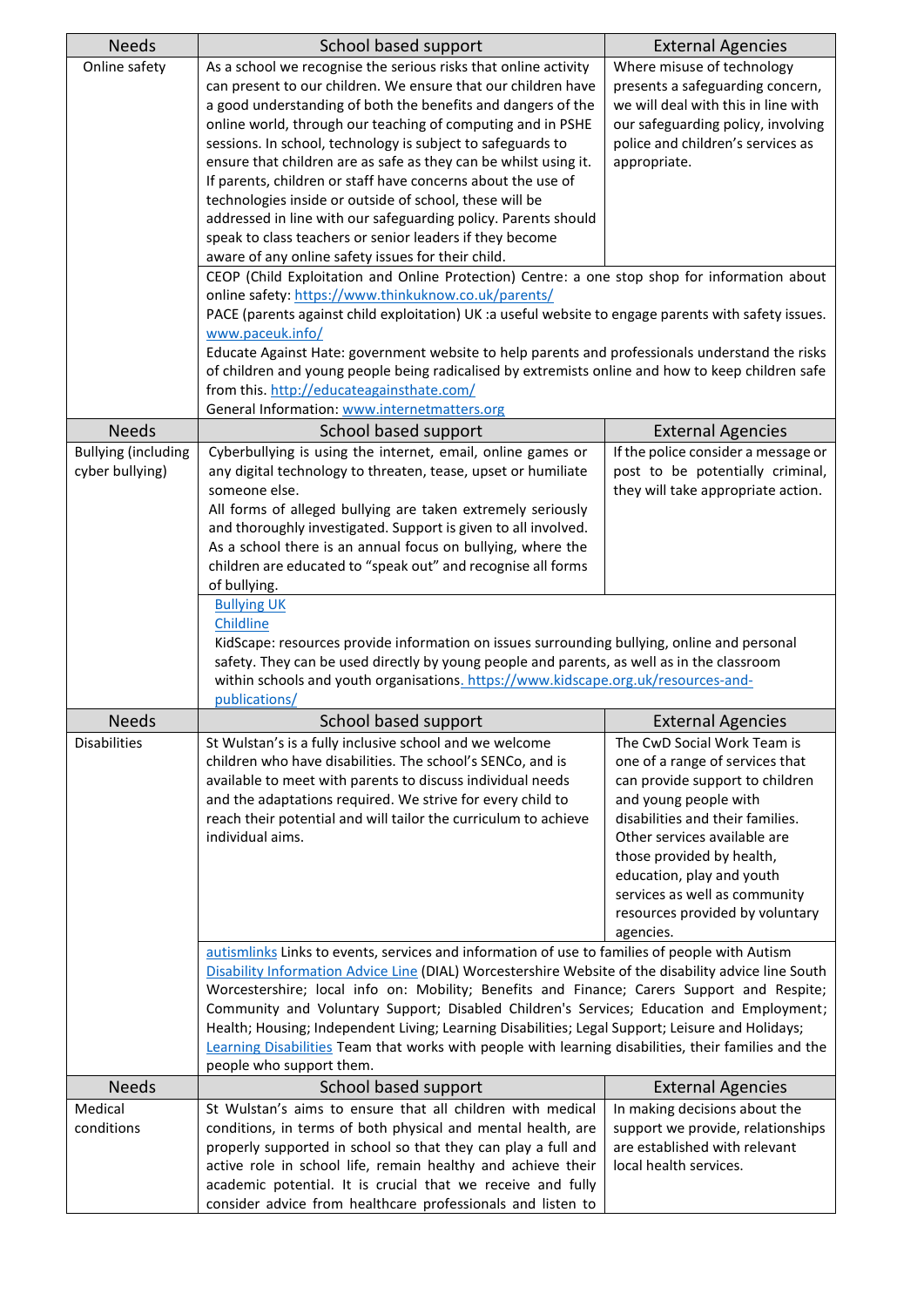| Needs | School based support | External Agencies |
|---|---|---|
| Online safety | As a school we recognise the serious risks that online activity can present to our children. We ensure that our children have a good understanding of both the benefits and dangers of the online world, through our teaching of computing and in PSHE sessions. In school, technology is subject to safeguards to ensure that children are as safe as they can be whilst using it. If parents, children or staff have concerns about the use of technologies inside or outside of school, these will be addressed in line with our safeguarding policy. Parents should speak to class teachers or senior leaders if they become aware of any online safety issues for their child. | Where misuse of technology presents a safeguarding concern, we will deal with this in line with our safeguarding policy, involving police and children's services as appropriate. |
| | CEOP (Child Exploitation and Online Protection) Centre: a one stop shop for information about online safety: https://www.thinkuknow.co.uk/parents/<br>PACE (parents against child exploitation) UK :a useful website to engage parents with safety issues. www.paceuk.info/<br>Educate Against Hate: government website to help parents and professionals understand the risks of children and young people being radicalised by extremists online and how to keep children safe from this. http://educateagainsthate.com/<br>General Information: www.internetmatters.org | |
| **Needs** | **School based support** | **External Agencies** |
| Bullying (including cyber bullying) | Cyberbullying is using the internet, email, online games or any digital technology to threaten, tease, upset or humiliate someone else.<br>All forms of alleged bullying are taken extremely seriously and thoroughly investigated. Support is given to all involved.<br>As a school there is an annual focus on bullying, where the children are educated to "speak out" and recognise all forms of bullying. | If the police consider a message or post to be potentially criminal, they will take appropriate action. |
| | Bullying UK<br>Childline<br>KidScape: resources provide information on issues surrounding bullying, online and personal safety. They can be used directly by young people and parents, as well as in the classroom within schools and youth organisations. https://www.kidscape.org.uk/resources-and-publications/ | |
| **Needs** | **School based support** | **External Agencies** |
| Disabilities | St Wulstan's is a fully inclusive school and we welcome children who have disabilities. The school's SENCo, and is available to meet with parents to discuss individual needs and the adaptations required. We strive for every child to reach their potential and will tailor the curriculum to achieve individual aims. | The CwD Social Work Team is one of a range of services that can provide support to children and young people with disabilities and their families. Other services available are those provided by health, education, play and youth services as well as community resources provided by voluntary agencies. |
| | autismlinks Links to events, services and information of use to families of people with Autism<br>Disability Information Advice Line (DIAL) Worcestershire Website of the disability advice line South Worcestershire; local info on: Mobility; Benefits and Finance; Carers Support and Respite; Community and Voluntary Support; Disabled Children's Services; Education and Employment; Health; Housing; Independent Living; Learning Disabilities; Legal Support; Leisure and Holidays;<br>Learning Disabilities Team that works with people with learning disabilities, their families and the people who support them. | |
| **Needs** | **School based support** | **External Agencies** |
| Medical conditions | St Wulstan's aims to ensure that all children with medical conditions, in terms of both physical and mental health, are properly supported in school so that they can play a full and active role in school life, remain healthy and achieve their academic potential. It is crucial that we receive and fully consider advice from healthcare professionals and listen to | In making decisions about the support we provide, relationships are established with relevant local health services. |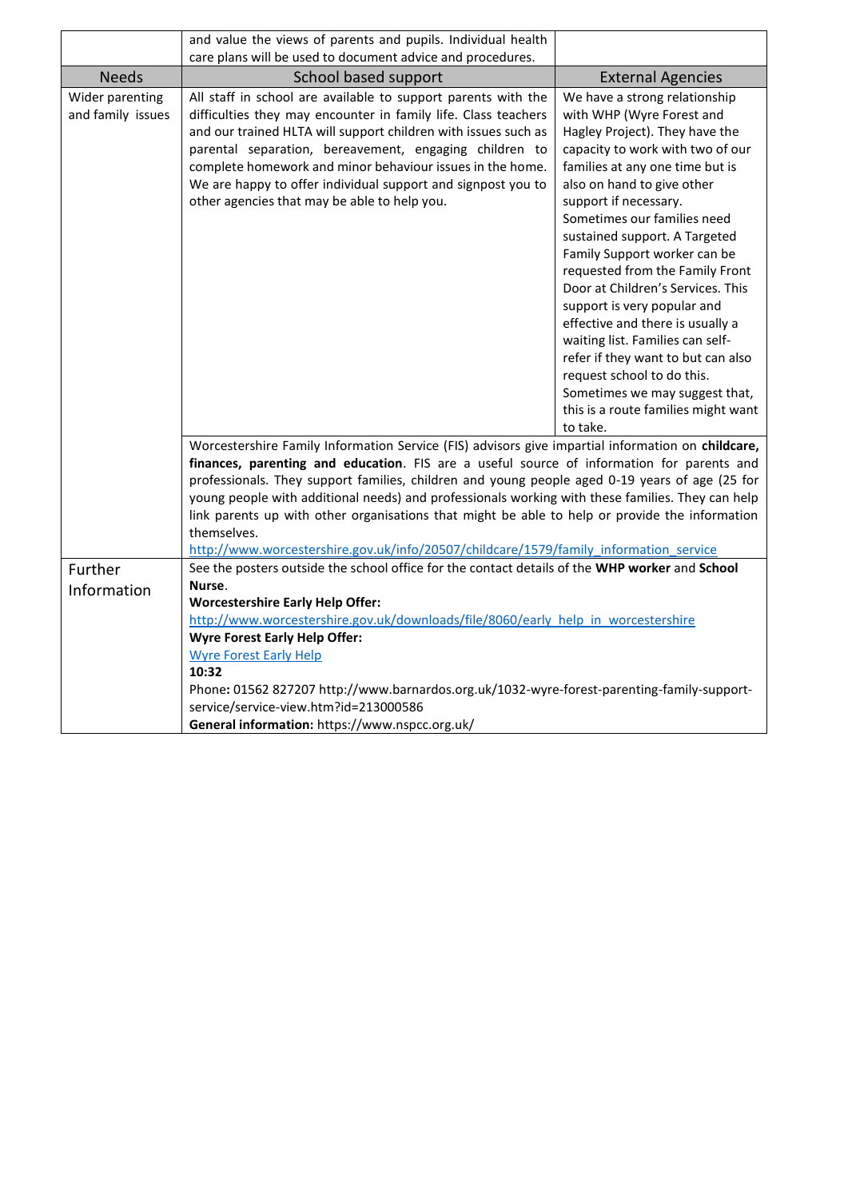| Needs | School based support | External Agencies |
|---|---|---|
| | and value the views of parents and pupils. Individual health care plans will be used to document advice and procedures. | |
| Wider parenting and family issues | All staff in school are available to support parents with the difficulties they may encounter in family life. Class teachers and our trained HLTA will support children with issues such as parental separation, bereavement, engaging children to complete homework and minor behaviour issues in the home. We are happy to offer individual support and signpost you to other agencies that may be able to help you. | We have a strong relationship with WHP (Wyre Forest and Hagley Project). They have the capacity to work with two of our families at any one time but is also on hand to give other support if necessary. Sometimes our families need sustained support. A Targeted Family Support worker can be requested from the Family Front Door at Children's Services. This support is very popular and effective and there is usually a waiting list. Families can self-refer if they want to but can also request school to do this. Sometimes we may suggest that, this is a route families might want to take. |
| | Worcestershire Family Information Service (FIS) advisors give impartial information on **childcare, finances, parenting and education**. FIS are a useful source of information for parents and professionals. They support families, children and young people aged 0-19 years of age (25 for young people with additional needs) and professionals working with these families. They can help link parents up with other organisations that might be able to help or provide the information themselves. http://www.worcestershire.gov.uk/info/20507/childcare/1579/family_information_service | |
| Further Information | See the posters outside the school office for the contact details of the **WHP worker** and **School Nurse**. **Worcestershire Early Help Offer:** http://www.worcestershire.gov.uk/downloads/file/8060/early_help_in_worcestershire **Wyre Forest Early Help Offer:** Wyre Forest Early Help **10:32** Phone: 01562 827207 http://www.barnardos.org.uk/1032-wyre-forest-parenting-family-support-service/service-view.htm?id=213000586 **General information:** https://www.nspcc.org.uk/ | |